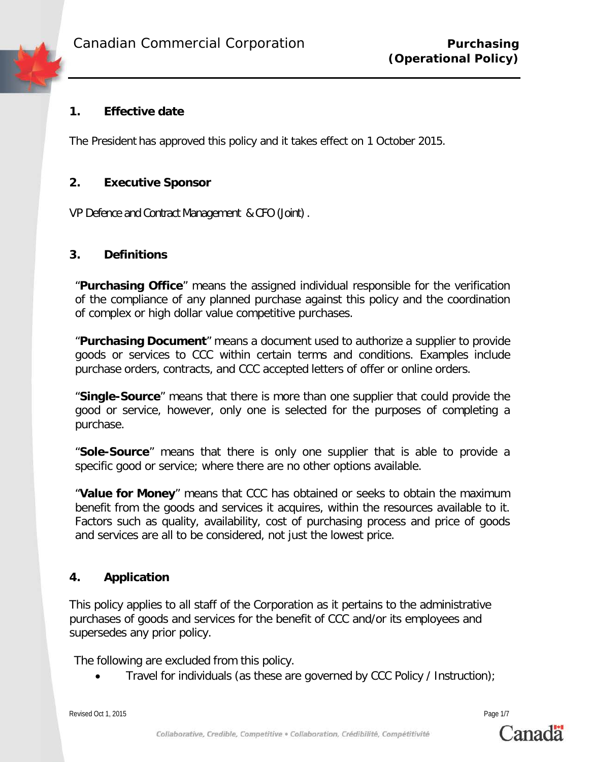Canadian Commercial Corporation

**Purchasing (Operational Policy)**

## 1. Effective date

The President has approved this policy and it takes effect on 1 October 2015.

## 2. Executive Sponsor

VP Defence and Contract Management & CFO (Joint) .

## 3. Definitions

"**Purchasing Office**" means the assigned individual responsible for the verification of the compliance of any planned purchase against this policy and the coordination of complex or high dollar value competitive purchases.

"**Purchasing Document**" means a document used to authorize a supplier to provide goods or services to CCC within certain terms and conditions. Examples include purchase orders, contracts, and CCC accepted letters of offer or online orders.

"**Single-Source**" means that there is more than one supplier that could provide the good or service, however, only one is selected for the purposes of completing a purchase.

"**Sole-Source**" means that there is only one supplier that is able to provide a specific good or service; where there are no other options available.

"**Value for Money**" means that CCC has obtained or seeks to obtain the maximum benefit from the goods and services it acquires, within the resources available to it. Factors such as quality, availability, cost of purchasing process and price of goods and services are all to be considered, not just the lowest price.

## 4. Application

This policy applies to all staff of the Corporation as it pertains to the administrative purchases of goods and services for the benefit of CCC and/or its employees and supersedes any prior policy.

The following are excluded from this policy.

- Travel for individuals (as these are governed by CCC Policy / Instruction);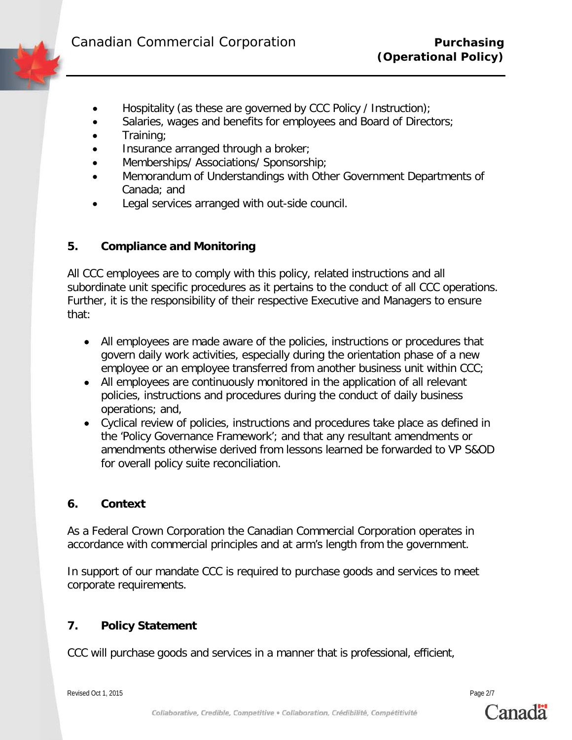- Hospitality (as these are governed by CCC Policy / Instruction);
- Salaries, wages and benefits for employees and Board of Directors;
- Training;
- Insurance arranged through a broker;
- Memberships/ Associations/ Sponsorship;
- Memorandum of Understandings with Other Government Departments of Canada; and
- Legal services arranged with out-side council.

## 5. Compliance and Monitoring

All CCC employees are to comply with this policy, related instructions and all subordinate unit specific procedures as it pertains to the conduct of all CCC operations. Further, it is the responsibility of their respective Executive and Managers to ensure that:

- All employees are made aware of the policies, instructions or procedures that govern daily work activities, especially during the orientation phase of a new employee or an employee transferred from another business unit within CCC;
- All employees are continuously monitored in the application of all relevant policies, instructions and procedures during the conduct of daily business operations; and,
- Cyclical review of policies, instructions and procedures take place as defined in the 'Policy Governance Framework'; and that any resultant amendments or amendments otherwise derived from lessons learned be forwarded to VP S&OD for overall policy suite reconciliation.

## 6. Context

As a Federal Crown Corporation the Canadian Commercial Corporation operates in accordance with commercial principles and at arm's length from the government.

In support of our mandate CCC is required to purchase goods and services to meet corporate requirements.

## 7. Policy Statement

CCC will purchase goods and services in a manner that is professional, efficient,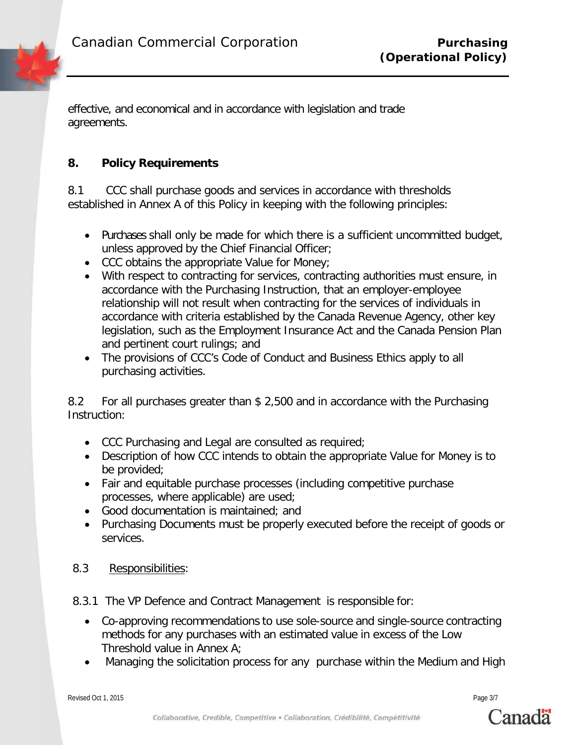effective, and economical and in accordance with legislation and trade agreements.

## 8. Policy Requirements

8.1 CCC shall purchase goods and services in accordance with thresholds established in Annex A of this Policy in keeping with the following principles:

- Purchases shall only be made for which there is a sufficient uncommitted budget, unless approved by the Chief Financial Officer;
- CCC obtains the appropriate Value for Money;
- With respect to contracting for services, contracting authorities must ensure, in accordance with the Purchasing Instruction, that an employer-employee relationship will not result when contracting for the services of individuals in accordance with criteria established by the Canada Revenue Agency, other key legislation, such as the Employment Insurance Act and the Canada Pension Plan and pertinent court rulings; and
- The provisions of CCC's Code of Conduct and Business Ethics apply to all purchasing activities.

8.2 For all purchases greater than $ 2,500 and in accordance with the Purchasing Instruction:

- CCC Purchasing and Legal are consulted as required;
- Description of how CCC intends to obtain the appropriate Value for Money is to be provided;
- Fair and equitable purchase processes (including competitive purchase processes, where applicable) are used;
- Good documentation is maintained; and
- Purchasing Documents must be properly executed before the receipt of goods or services.

8.3 Responsibilities:

8.3.1 The VP Defence and Contract Management is responsible for:

- Co-approving recommendations to use sole-source and single-source contracting methods for any purchases with an estimated value in excess of the Low Threshold value in Annex A;
- Managing the solicitation process for any purchase within the Medium and High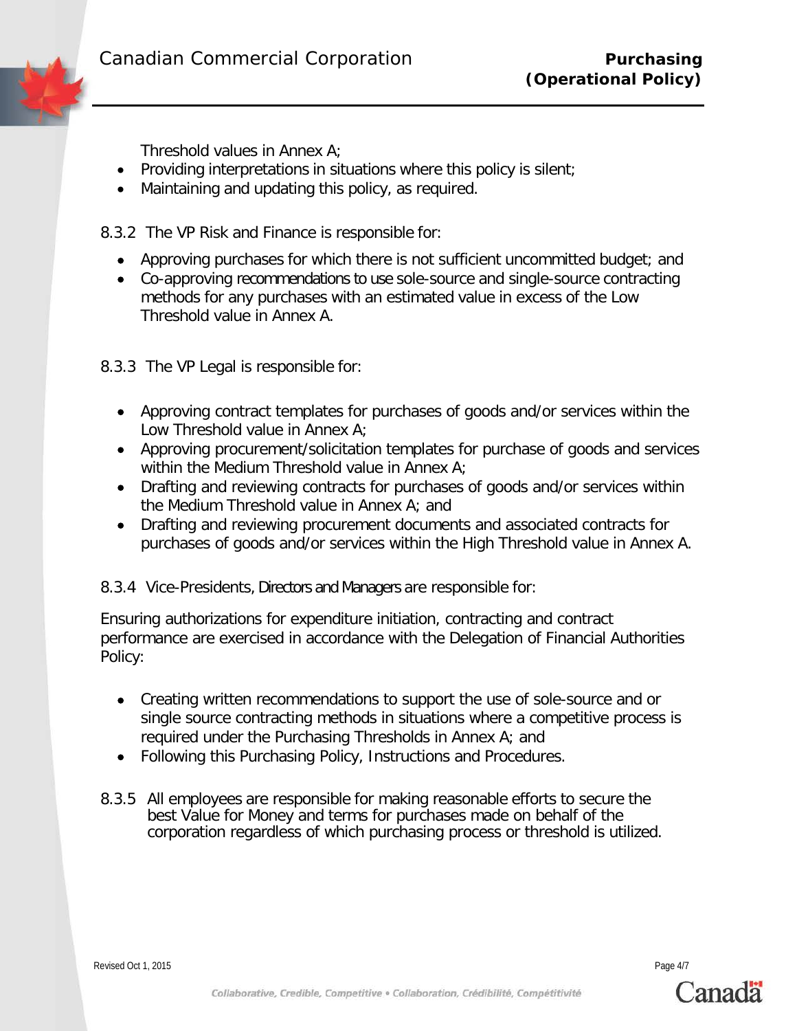Threshold values in Annex A;
- Providing interpretations in situations where this policy is silent;
- Maintaining and updating this policy, as required.

8.3.2 The VP Risk and Finance is responsible for:

- Approving purchases for which there is not sufficient uncommitted budget; and
- Co-approving recommendations to use sole-source and single-source contracting methods for any purchases with an estimated value in excess of the Low Threshold value in Annex A.

8.3.3 The VP Legal is responsible for:

- Approving contract templates for purchases of goods and/or services within the Low Threshold value in Annex A;
- Approving procurement/solicitation templates for purchase of goods and services within the Medium Threshold value in Annex A;
- Drafting and reviewing contracts for purchases of goods and/or services within the Medium Threshold value in Annex A; and
- Drafting and reviewing procurement documents and associated contracts for purchases of goods and/or services within the High Threshold value in Annex A.

8.3.4 Vice-Presidents, Directors and Managers are responsible for:

Ensuring authorizations for expenditure initiation, contracting and contract performance are exercised in accordance with the Delegation of Financial Authorities Policy:

- Creating written recommendations to support the use of sole-source and or single source contracting methods in situations where a competitive process is required under the Purchasing Thresholds in Annex A; and
- Following this Purchasing Policy, Instructions and Procedures.

8.3.5 All employees are responsible for making reasonable efforts to secure the best Value for Money and terms for purchases made on behalf of the corporation regardless of which purchasing process or threshold is utilized.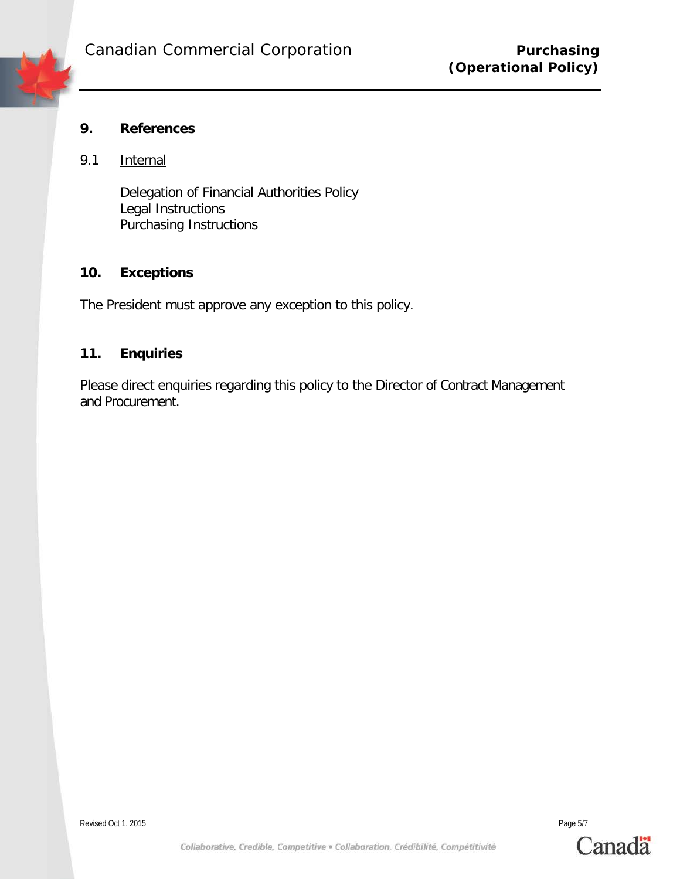## 9. References

### 9.1 Internal

Delegation of Financial Authorities Policy
Legal Instructions
Purchasing Instructions

## 10. Exceptions

The President must approve any exception to this policy.

## 11. Enquiries

Please direct enquiries regarding this policy to the Director of Contract Management and Procurement.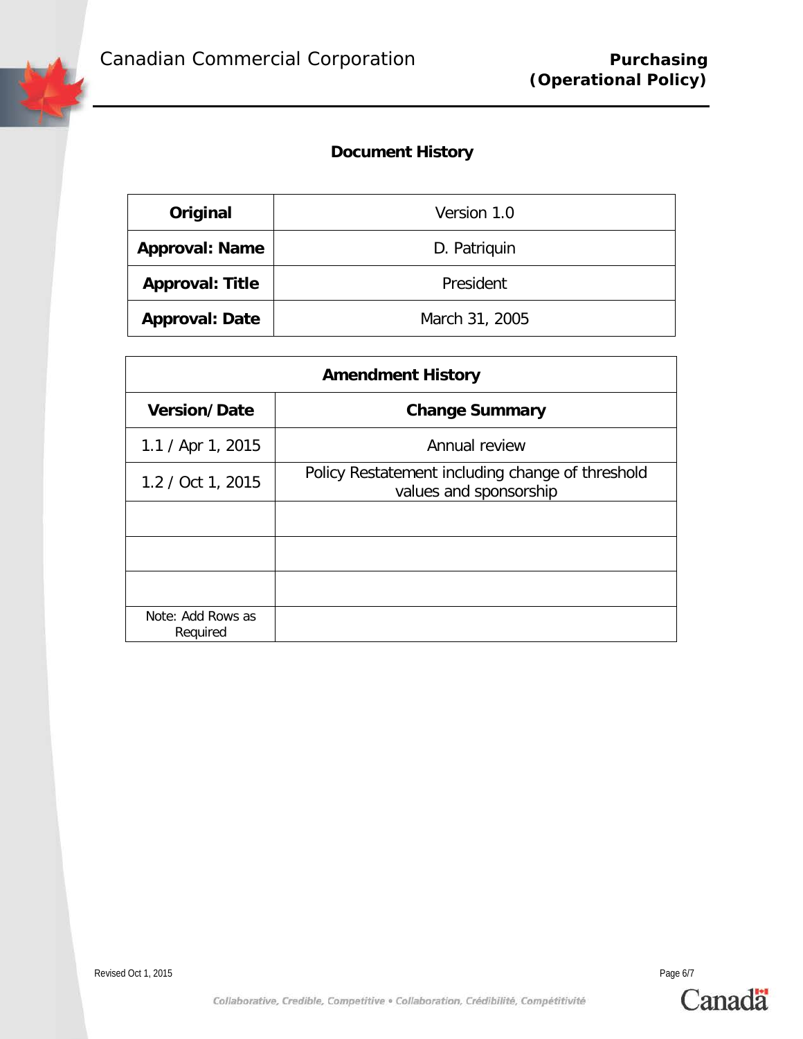## Document History

| Original | Version 1.0 |
|---|---|
| **Approval: Name** | D. Patriquin |
| **Approval: Title** | President |
| **Approval: Date** | March 31, 2005 |

| Amendment History | |
|---|---|
| **Version/Date** | **Change Summary** |
| 1.1 / Apr 1, 2015 | Annual review |
| 1.2 / Oct 1, 2015 | Policy Restatement including change of threshold values and sponsorship |
| | |
| | |
| | |
| Note: Add Rows as Required | |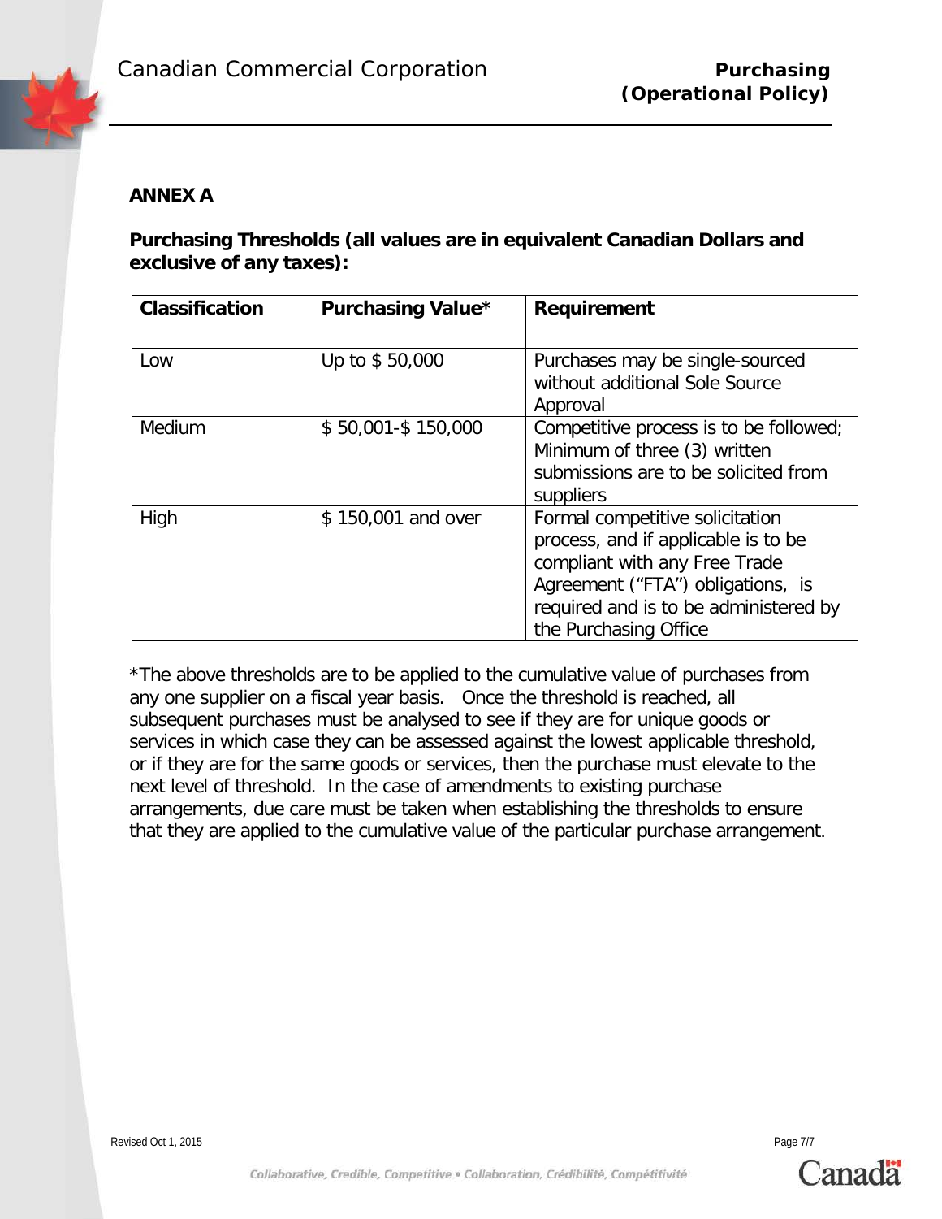## ANNEX A

**Purchasing Thresholds (all values are in equivalent Canadian Dollars and exclusive of any taxes):**

| Classification | Purchasing Value* | Requirement |
|---|---|---|
| Low | Up to $ 50,000 | Purchases may be single-sourced without additional Sole Source Approval |
| Medium | $ 50,001-$ 150,000 | Competitive process is to be followed; Minimum of three (3) written submissions are to be solicited from suppliers |
| High | $ 150,001 and over | Formal competitive solicitation process, and if applicable is to be compliant with any Free Trade Agreement ("FTA") obligations, is required and is to be administered by the Purchasing Office |

*The above thresholds are to be applied to the cumulative value of purchases from any one supplier on a fiscal year basis. Once the threshold is reached, all subsequent purchases must be analysed to see if they are for unique goods or services in which case they can be assessed against the lowest applicable threshold, or if they are for the same goods or services, then the purchase must elevate to the next level of threshold. In the case of amendments to existing purchase arrangements, due care must be taken when establishing the thresholds to ensure that they are applied to the cumulative value of the particular purchase arrangement.